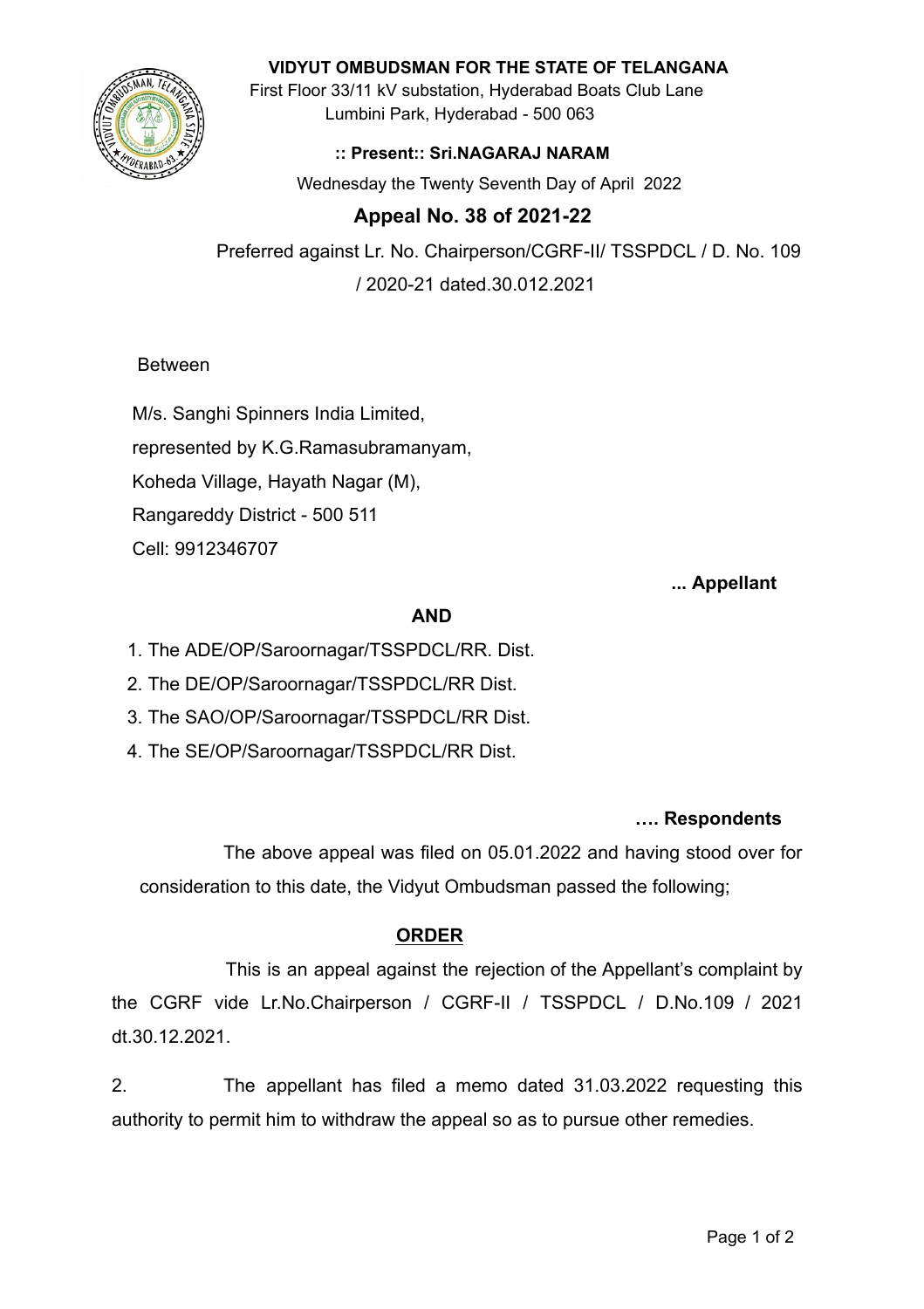**VIDYUT OMBUDSMAN FOR THE STATE OF TELANGANA**
First Floor 33/11 kV substation, Hyderabad Boats Club Lane
Lumbini Park, Hyderabad - 500 063

**:: Present:: Sri.NAGARAJ NARAM**

Wednesday the Twenty Seventh Day of April 2022

## Appeal No. 38 of 2021-22

Preferred against Lr. No. Chairperson/CGRF-II/ TSSPDCL / D. No. 109 / 2020-21 dated.30.012.2021

Between

M/s. Sanghi Spinners India Limited,
represented by K.G.Ramasubramanyam,
Koheda Village, Hayath Nagar (M),
Rangareddy District - 500 511
Cell: 9912346707

**... Appellant**

**AND**

1. The ADE/OP/Saroornagar/TSSPDCL/RR. Dist.
2. The DE/OP/Saroornagar/TSSPDCL/RR Dist.
3. The SAO/OP/Saroornagar/TSSPDCL/RR Dist.
4. The SE/OP/Saroornagar/TSSPDCL/RR Dist.

**…. Respondents**

The above appeal was filed on 05.01.2022 and having stood over for consideration to this date, the Vidyut Ombudsman passed the following;

**ORDER**

This is an appeal against the rejection of the Appellant's complaint by the CGRF vide Lr.No.Chairperson / CGRF-II / TSSPDCL / D.No.109 / 2021 dt.30.12.2021.

2. The appellant has filed a memo dated 31.03.2022 requesting this authority to permit him to withdraw the appeal so as to pursue other remedies.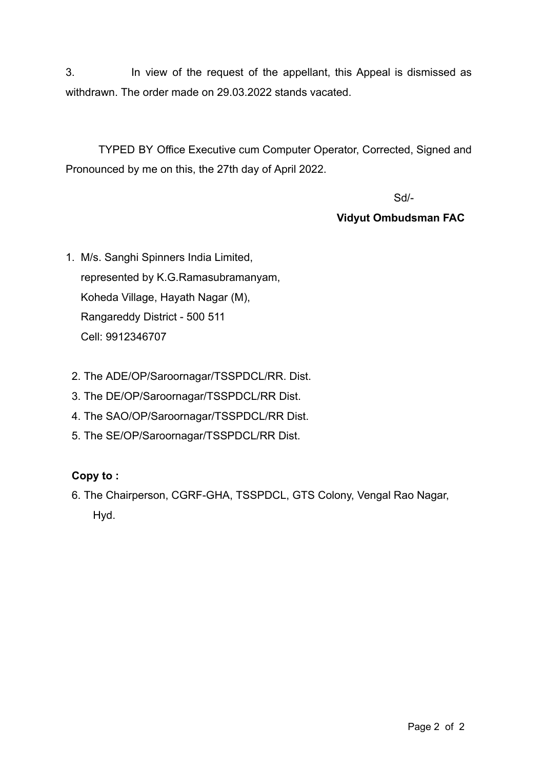3. In view of the request of the appellant, this Appeal is dismissed as withdrawn. The order made on 29.03.2022 stands vacated.

TYPED BY Office Executive cum Computer Operator, Corrected, Signed and Pronounced by me on this, the 27th day of April 2022.

Sd/-

**Vidyut Ombudsman FAC**

1. M/s. Sanghi Spinners India Limited,
   represented by K.G.Ramasubramanyam,
   Koheda Village, Hayath Nagar (M),
   Rangareddy District - 500 511
   Cell: 9912346707

2. The ADE/OP/Saroornagar/TSSPDCL/RR. Dist.
3. The DE/OP/Saroornagar/TSSPDCL/RR Dist.
4. The SAO/OP/Saroornagar/TSSPDCL/RR Dist.
5. The SE/OP/Saroornagar/TSSPDCL/RR Dist.

**Copy to :**

6. The Chairperson, CGRF-GHA, TSSPDCL, GTS Colony, Vengal Rao Nagar, Hyd.